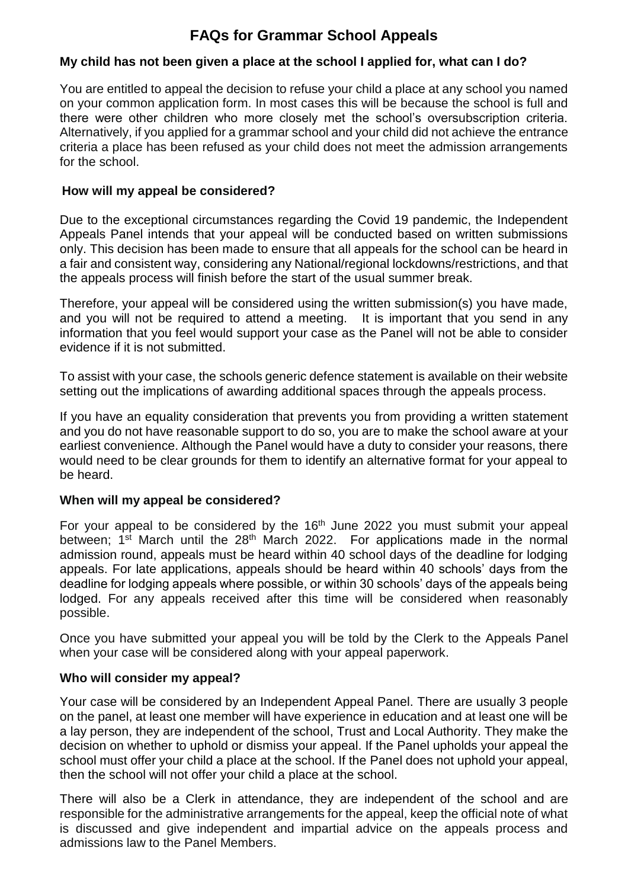# FAQs for Grammar School Appeals

### My child has not been given a place at the school I applied for, what can I do?

You are entitled to appeal the decision to refuse your child a place at any school you named on your common application form. In most cases this will be because the school is full and there were other children who more closely met the school's oversubscription criteria. Alternatively, if you applied for a grammar school and your child did not achieve the entrance criteria a place has been refused as your child does not meet the admission arrangements for the school.

### How will my appeal be considered?

Due to the exceptional circumstances regarding the Covid 19 pandemic, the Independent Appeals Panel intends that your appeal will be conducted based on written submissions only. This decision has been made to ensure that all appeals for the school can be heard in a fair and consistent way, considering any National/regional lockdowns/restrictions, and that the appeals process will finish before the start of the usual summer break.

Therefore, your appeal will be considered using the written submission(s) you have made, and you will not be required to attend a meeting. It is important that you send in any information that you feel would support your case as the Panel will not be able to consider evidence if it is not submitted.

To assist with your case, the schools generic defence statement is available on their website setting out the implications of awarding additional spaces through the appeals process.

If you have an equality consideration that prevents you from providing a written statement and you do not have reasonable support to do so, you are to make the school aware at your earliest convenience. Although the Panel would have a duty to consider your reasons, there would need to be clear grounds for them to identify an alternative format for your appeal to be heard.

### When will my appeal be considered?

For your appeal to be considered by the 16th June 2022 you must submit your appeal between; 1st March until the 28th March 2022. For applications made in the normal admission round, appeals must be heard within 40 school days of the deadline for lodging appeals. For late applications, appeals should be heard within 40 schools' days from the deadline for lodging appeals where possible, or within 30 schools' days of the appeals being lodged. For any appeals received after this time will be considered when reasonably possible.

Once you have submitted your appeal you will be told by the Clerk to the Appeals Panel when your case will be considered along with your appeal paperwork.

### Who will consider my appeal?

Your case will be considered by an Independent Appeal Panel. There are usually 3 people on the panel, at least one member will have experience in education and at least one will be a lay person, they are independent of the school, Trust and Local Authority. They make the decision on whether to uphold or dismiss your appeal. If the Panel upholds your appeal the school must offer your child a place at the school. If the Panel does not uphold your appeal, then the school will not offer your child a place at the school.

There will also be a Clerk in attendance, they are independent of the school and are responsible for the administrative arrangements for the appeal, keep the official note of what is discussed and give independent and impartial advice on the appeals process and admissions law to the Panel Members.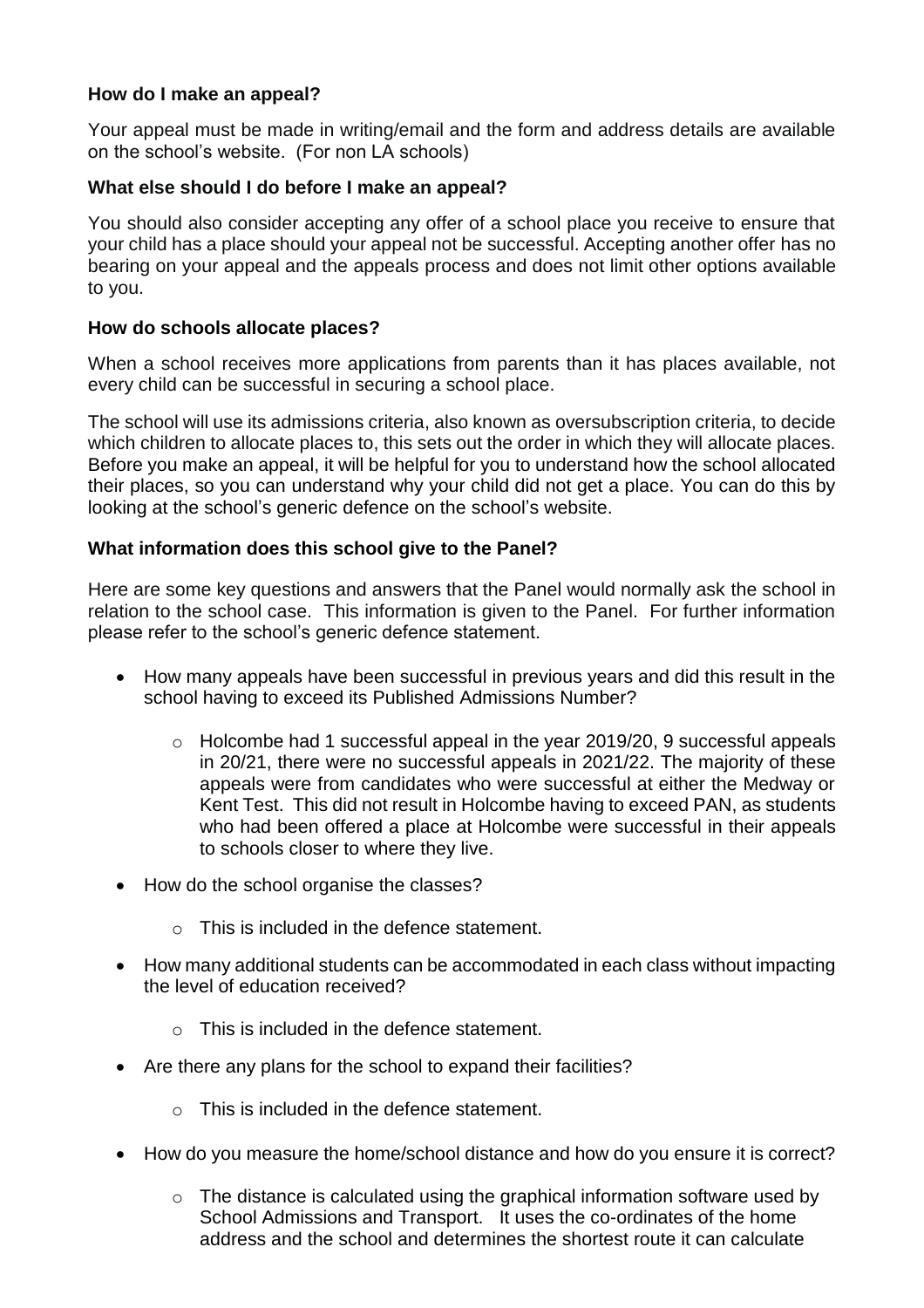**How do I make an appeal?**

Your appeal must be made in writing/email and the form and address details are available on the school's website. (For non LA schools)

**What else should I do before I make an appeal?**

You should also consider accepting any offer of a school place you receive to ensure that your child has a place should your appeal not be successful. Accepting another offer has no bearing on your appeal and the appeals process and does not limit other options available to you.

**How do schools allocate places?**

When a school receives more applications from parents than it has places available, not every child can be successful in securing a school place.

The school will use its admissions criteria, also known as oversubscription criteria, to decide which children to allocate places to, this sets out the order in which they will allocate places. Before you make an appeal, it will be helpful for you to understand how the school allocated their places, so you can understand why your child did not get a place. You can do this by looking at the school's generic defence on the school's website.

**What information does this school give to the Panel?**

Here are some key questions and answers that the Panel would normally ask the school in relation to the school case. This information is given to the Panel. For further information please refer to the school's generic defence statement.

- How many appeals have been successful in previous years and did this result in the school having to exceed its Published Admissions Number?
    - Holcombe had 1 successful appeal in the year 2019/20, 9 successful appeals in 20/21, there were no successful appeals in 2021/22. The majority of these appeals were from candidates who were successful at either the Medway or Kent Test. This did not result in Holcombe having to exceed PAN, as students who had been offered a place at Holcombe were successful in their appeals to schools closer to where they live.
- How do the school organise the classes?
    - This is included in the defence statement.
- How many additional students can be accommodated in each class without impacting the level of education received?
    - This is included in the defence statement.
- Are there any plans for the school to expand their facilities?
    - This is included in the defence statement.
- How do you measure the home/school distance and how do you ensure it is correct?
    - The distance is calculated using the graphical information software used by School Admissions and Transport. It uses the co-ordinates of the home address and the school and determines the shortest route it can calculate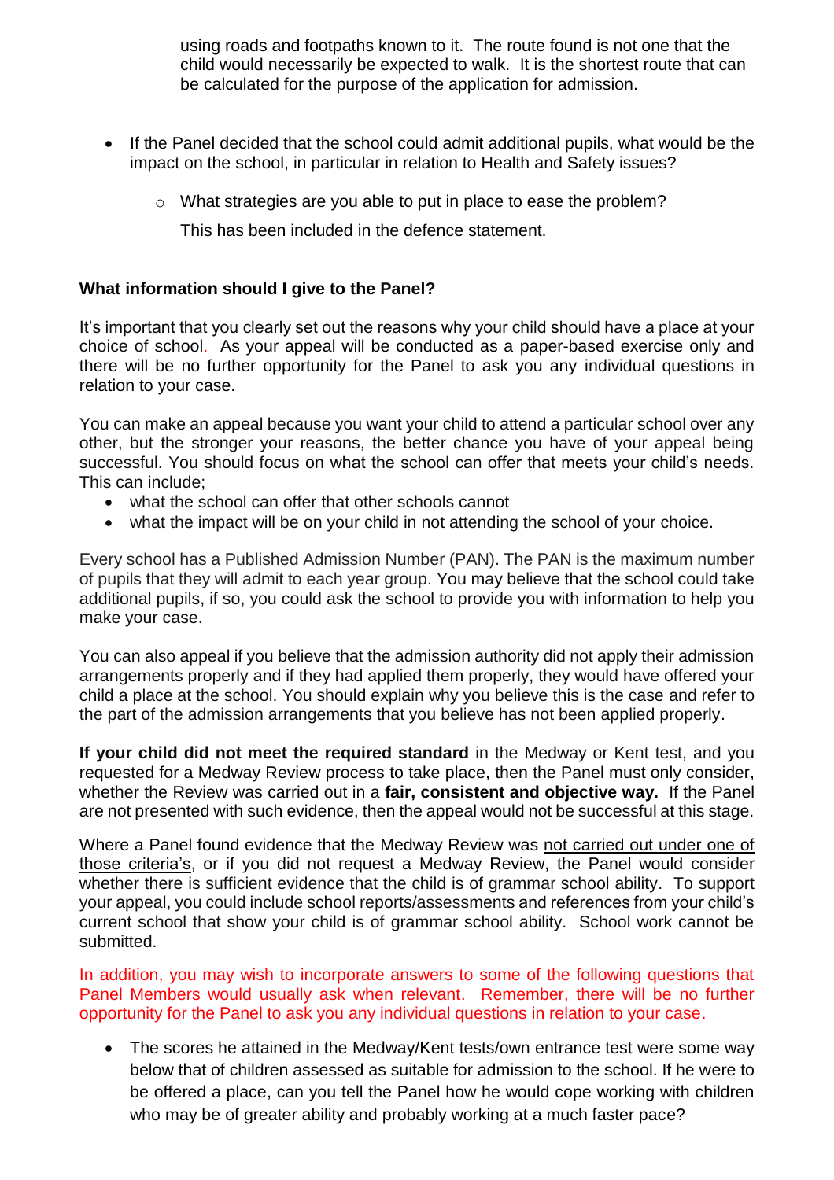using roads and footpaths known to it. The route found is not one that the child would necessarily be expected to walk. It is the shortest route that can be calculated for the purpose of the application for admission.

- If the Panel decided that the school could admit additional pupils, what would be the impact on the school, in particular in relation to Health and Safety issues?
  - What strategies are you able to put in place to ease the problem?

    This has been included in the defence statement.

**What information should I give to the Panel?**

It's important that you clearly set out the reasons why your child should have a place at your choice of school. As your appeal will be conducted as a paper-based exercise only and there will be no further opportunity for the Panel to ask you any individual questions in relation to your case.

You can make an appeal because you want your child to attend a particular school over any other, but the stronger your reasons, the better chance you have of your appeal being successful. You should focus on what the school can offer that meets your child's needs. This can include;

- what the school can offer that other schools cannot
- what the impact will be on your child in not attending the school of your choice.

Every school has a Published Admission Number (PAN). The PAN is the maximum number of pupils that they will admit to each year group. You may believe that the school could take additional pupils, if so, you could ask the school to provide you with information to help you make your case.

You can also appeal if you believe that the admission authority did not apply their admission arrangements properly and if they had applied them properly, they would have offered your child a place at the school. You should explain why you believe this is the case and refer to the part of the admission arrangements that you believe has not been applied properly.

**If your child did not meet the required standard** in the Medway or Kent test, and you requested for a Medway Review process to take place, then the Panel must only consider, whether the Review was carried out in a **fair, consistent and objective way.** If the Panel are not presented with such evidence, then the appeal would not be successful at this stage.

Where a Panel found evidence that the Medway Review was not carried out under one of those criteria's, or if you did not request a Medway Review, the Panel would consider whether there is sufficient evidence that the child is of grammar school ability. To support your appeal, you could include school reports/assessments and references from your child's current school that show your child is of grammar school ability. School work cannot be submitted.

In addition, you may wish to incorporate answers to some of the following questions that Panel Members would usually ask when relevant. Remember, there will be no further opportunity for the Panel to ask you any individual questions in relation to your case.

- The scores he attained in the Medway/Kent tests/own entrance test were some way below that of children assessed as suitable for admission to the school. If he were to be offered a place, can you tell the Panel how he would cope working with children who may be of greater ability and probably working at a much faster pace?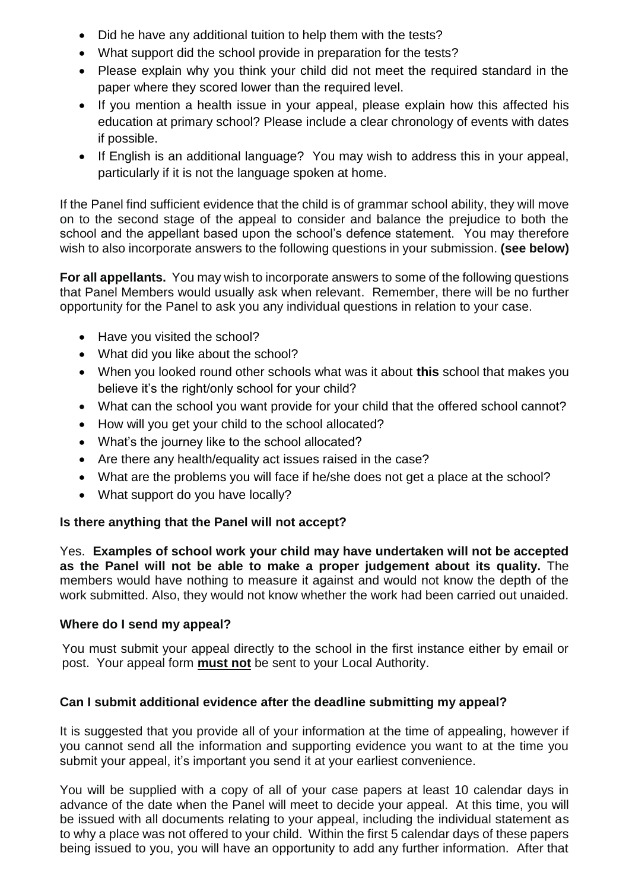- Did he have any additional tuition to help them with the tests?
- What support did the school provide in preparation for the tests?
- Please explain why you think your child did not meet the required standard in the paper where they scored lower than the required level.
- If you mention a health issue in your appeal, please explain how this affected his education at primary school? Please include a clear chronology of events with dates if possible.
- If English is an additional language? You may wish to address this in your appeal, particularly if it is not the language spoken at home.

If the Panel find sufficient evidence that the child is of grammar school ability, they will move on to the second stage of the appeal to consider and balance the prejudice to both the school and the appellant based upon the school's defence statement. You may therefore wish to also incorporate answers to the following questions in your submission. **(see below)**

**For all appellants.** You may wish to incorporate answers to some of the following questions that Panel Members would usually ask when relevant. Remember, there will be no further opportunity for the Panel to ask you any individual questions in relation to your case.

- Have you visited the school?
- What did you like about the school?
- When you looked round other schools what was it about **this** school that makes you believe it's the right/only school for your child?
- What can the school you want provide for your child that the offered school cannot?
- How will you get your child to the school allocated?
- What's the journey like to the school allocated?
- Are there any health/equality act issues raised in the case?
- What are the problems you will face if he/she does not get a place at the school?
- What support do you have locally?

### Is there anything that the Panel will not accept?

Yes. **Examples of school work your child may have undertaken will not be accepted as the Panel will not be able to make a proper judgement about its quality.** The members would have nothing to measure it against and would not know the depth of the work submitted. Also, they would not know whether the work had been carried out unaided.

### Where do I send my appeal?

You must submit your appeal directly to the school in the first instance either by email or post. Your appeal form **<u>must not</u>** be sent to your Local Authority.

### Can I submit additional evidence after the deadline submitting my appeal?

It is suggested that you provide all of your information at the time of appealing, however if you cannot send all the information and supporting evidence you want to at the time you submit your appeal, it's important you send it at your earliest convenience.

You will be supplied with a copy of all of your case papers at least 10 calendar days in advance of the date when the Panel will meet to decide your appeal. At this time, you will be issued with all documents relating to your appeal, including the individual statement as to why a place was not offered to your child. Within the first 5 calendar days of these papers being issued to you, you will have an opportunity to add any further information. After that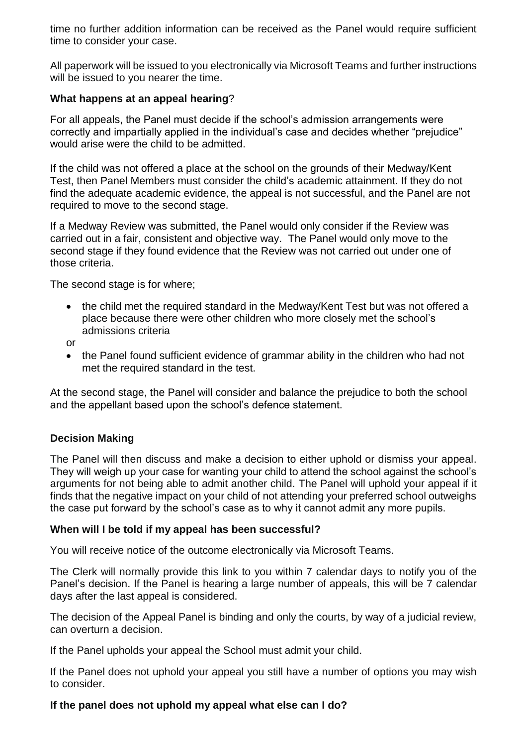time no further addition information can be received as the Panel would require sufficient time to consider your case.

All paperwork will be issued to you electronically via Microsoft Teams and further instructions will be issued to you nearer the time.

**What happens at an appeal hearing**?

For all appeals, the Panel must decide if the school's admission arrangements were correctly and impartially applied in the individual's case and decides whether "prejudice" would arise were the child to be admitted.

If the child was not offered a place at the school on the grounds of their Medway/Kent Test, then Panel Members must consider the child's academic attainment. If they do not find the adequate academic evidence, the appeal is not successful, and the Panel are not required to move to the second stage.

If a Medway Review was submitted, the Panel would only consider if the Review was carried out in a fair, consistent and objective way. The Panel would only move to the second stage if they found evidence that the Review was not carried out under one of those criteria.

The second stage is for where;

- the child met the required standard in the Medway/Kent Test but was not offered a place because there were other children who more closely met the school's admissions criteria

or

- the Panel found sufficient evidence of grammar ability in the children who had not met the required standard in the test.

At the second stage, the Panel will consider and balance the prejudice to both the school and the appellant based upon the school's defence statement.

**Decision Making**

The Panel will then discuss and make a decision to either uphold or dismiss your appeal. They will weigh up your case for wanting your child to attend the school against the school's arguments for not being able to admit another child. The Panel will uphold your appeal if it finds that the negative impact on your child of not attending your preferred school outweighs the case put forward by the school's case as to why it cannot admit any more pupils.

**When will I be told if my appeal has been successful?**

You will receive notice of the outcome electronically via Microsoft Teams.

The Clerk will normally provide this link to you within 7 calendar days to notify you of the Panel's decision. If the Panel is hearing a large number of appeals, this will be 7 calendar days after the last appeal is considered.

The decision of the Appeal Panel is binding and only the courts, by way of a judicial review, can overturn a decision.

If the Panel upholds your appeal the School must admit your child.

If the Panel does not uphold your appeal you still have a number of options you may wish to consider.

**If the panel does not uphold my appeal what else can I do?**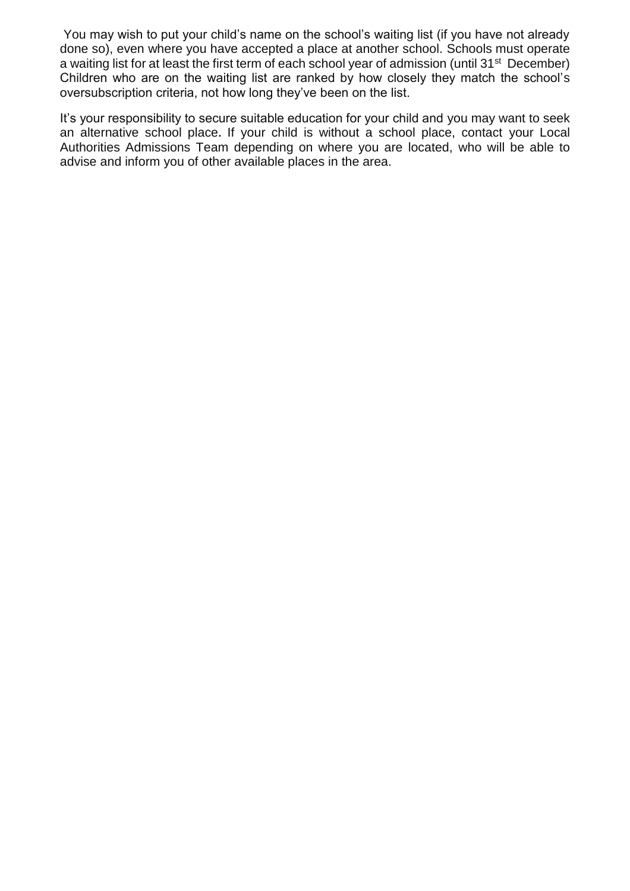You may wish to put your child's name on the school's waiting list (if you have not already done so), even where you have accepted a place at another school. Schools must operate a waiting list for at least the first term of each school year of admission (until 31st December) Children who are on the waiting list are ranked by how closely they match the school's oversubscription criteria, not how long they've been on the list.

It's your responsibility to secure suitable education for your child and you may want to seek an alternative school place. If your child is without a school place, contact your Local Authorities Admissions Team depending on where you are located, who will be able to advise and inform you of other available places in the area.